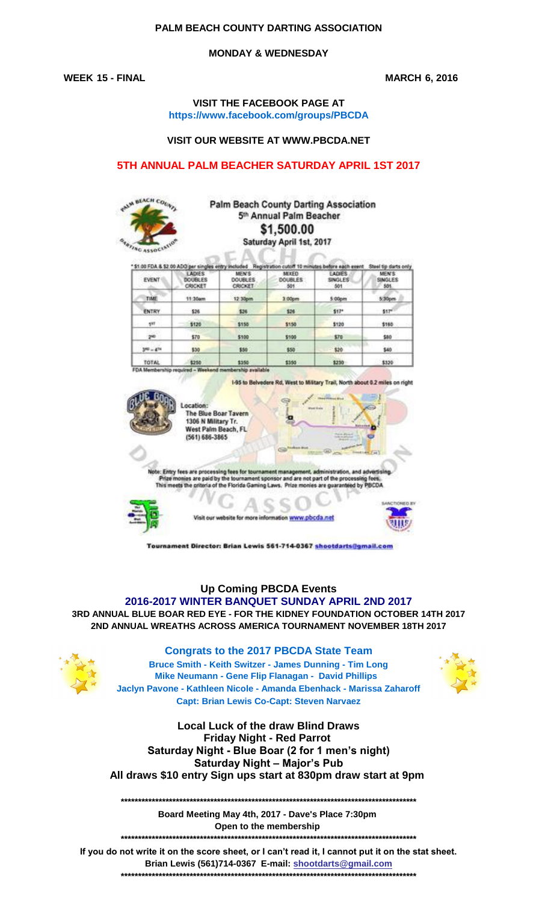**PALM BEACH COUNTY DARTING ASSOCIATION**

**MONDAY & WEDNESDAY**

**WEEK 15 - FINAL** **MARCH 6, 2016**

**VISIT THE FACEBOOK PAGE AT**
**https://www.facebook.com/groups/PBCDA**

**VISIT OUR WEBSITE AT WWW.PBCDA.NET**

## 5TH ANNUAL PALM BEACHER SATURDAY APRIL 1ST 2017

Palm Beach County Darting Association
5th Annual Palm Beacher
$1,500.00
Saturday April 1st, 2017

* $1.00 FDA & $2.00 ADO per singles entry included Registration cutoff 10 minutes before each event Steel tip darts only

| EVENT | LADIES DOUBLES CRICKET | MEN'S DOUBLES CRICKET | MIXED DOUBLES 501 | LADIES SINGLES 501 | MEN'S SINGLES 501 |
|---|---|---|---|---|---|
| TIME | 11:30am | 12:30pm | 3:00pm | 5:00pm | 5:30pm |
| ENTRY | $26 | $26 | $26 | $17* | $17* |
| 1ST | $120 | $150 | $150 | $120 | $160 |
| 2ND | $70 | $100 | $100 | $70 | $80 |
| 3RD – 4TH | $30 | $50 | $50 | $20 | $40 |
| TOTAL | $250 | $350 | $350 | $230 | $320 |

FDA Membership required – Weekend membership available

I-95 to Belvedere Rd, West to Military Trail, North about 0.2 miles on right

Location:
The Blue Boar Tavern
1306 N Military Tr.
West Palm Beach, FL
(561) 686-3865

Note: Entry fees are processing fees for tournament management, administration, and advertising. Prize monies are paid by the tournament sponsor and are not part of the processing fees. This meets the criteria of the Florida Gaming Laws. Prize monies are guaranteed by PBCDA

Visit our website for more information www.pbcda.net

SANCTIONED BY

Tournament Director: Brian Lewis 561-714-0367 shootdarts@gmail.com

### Up Coming PBCDA Events

**2016-2017 WINTER BANQUET SUNDAY APRIL 2ND 2017**

**3RD ANNUAL BLUE BOAR RED EYE - FOR THE KIDNEY FOUNDATION OCTOBER 14TH 2017**

**2ND ANNUAL WREATHS ACROSS AMERICA TOURNAMENT NOVEMBER 18TH 2017**

### Congrats to the 2017 PBCDA State Team

**Bruce Smith - Keith Switzer - James Dunning - Tim Long**
**Mike Neumann - Gene Flip Flanagan - David Phillips**
**Jaclyn Pavone - Kathleen Nicole - Amanda Ebenhack - Marissa Zaharoff**
**Capt: Brian Lewis Co-Capt: Steven Narvaez**

### Local Luck of the draw Blind Draws

**Friday Night - Red Parrot**
**Saturday Night - Blue Boar (2 for 1 men's night)**
**Saturday Night – Major's Pub**
**All draws $10 entry Sign ups start at 830pm draw start at 9pm**

******************************************************************************************

**Board Meeting May 4th, 2017 - Dave's Place 7:30pm**
**Open to the membership**

******************************************************************************************

**If you do not write it on the score sheet, or I can't read it, I cannot put it on the stat sheet.**
**Brian Lewis (561)714-0367 E-mail: shootdarts@gmail.com**

******************************************************************************************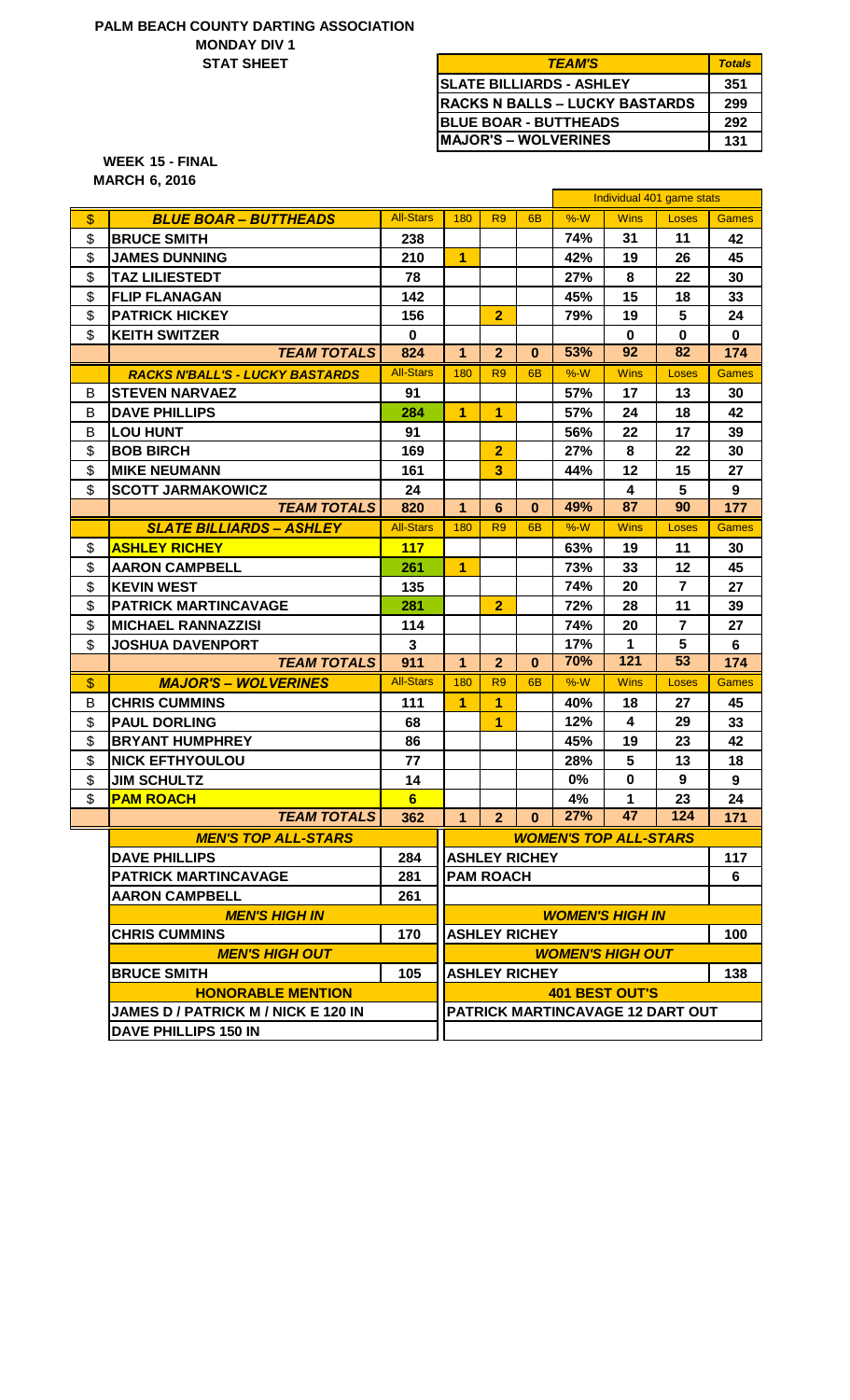**PALM BEACH COUNTY DARTING ASSOCIATION**
**MONDAY DIV 1**
**STAT SHEET**

| *TEAM'S* | *Totals* |
|---|---|
| SLATE BILLIARDS - ASHLEY | 351 |
| RACKS N BALLS – LUCKY BASTARDS | 299 |
| BLUE BOAR - BUTTHEADS | 292 |
| MAJOR'S – WOLVERINES | 131 |

**WEEK 15 - FINAL**
**MARCH 6, 2016**

| | | | | | | Individual 401 game stats | | | |
|---|---|---|---|---|---|---|---|---|---|
| $ | *BLUE BOAR – BUTTHEADS* | All-Stars | 180 | R9 | 6B | %-W | Wins | Loses | Games |
| $ | BRUCE SMITH | 238 | | | | 74% | 31 | 11 | 42 |
| $ | JAMES DUNNING | 210 | 1 | | | 42% | 19 | 26 | 45 |
| $ | TAZ LILIESTEDT | 78 | | | | 27% | 8 | 22 | 30 |
| $ | FLIP FLANAGAN | 142 | | | | 45% | 15 | 18 | 33 |
| $ | PATRICK HICKEY | 156 | | 2 | | 79% | 19 | 5 | 24 |
| $ | KEITH SWITZER | 0 | | | | | 0 | 0 | 0 |
| | *TEAM TOTALS* | 824 | 1 | 2 | 0 | 53% | 92 | 82 | 174 |
| | *RACKS N'BALL'S - LUCKY BASTARDS* | All-Stars | 180 | R9 | 6B | %-W | Wins | Loses | Games |
| B | STEVEN NARVAEZ | 91 | | | | 57% | 17 | 13 | 30 |
| B | DAVE PHILLIPS | 284 | 1 | 1 | | 57% | 24 | 18 | 42 |
| B | LOU HUNT | 91 | | | | 56% | 22 | 17 | 39 |
| $ | BOB BIRCH | 169 | | 2 | | 27% | 8 | 22 | 30 |
| $ | MIKE NEUMANN | 161 | | 3 | | 44% | 12 | 15 | 27 |
| $ | SCOTT JARMAKOWICZ | 24 | | | | | 4 | 5 | 9 |
| | *TEAM TOTALS* | 820 | 1 | 6 | 0 | 49% | 87 | 90 | 177 |
| | *SLATE BILLIARDS – ASHLEY* | All-Stars | 180 | R9 | 6B | %-W | Wins | Loses | Games |
| $ | ASHLEY RICHEY | 117 | | | | 63% | 19 | 11 | 30 |
| $ | AARON CAMPBELL | 261 | 1 | | | 73% | 33 | 12 | 45 |
| $ | KEVIN WEST | 135 | | | | 74% | 20 | 7 | 27 |
| $ | PATRICK MARTINCAVAGE | 281 | | 2 | | 72% | 28 | 11 | 39 |
| $ | MICHAEL RANNAZZISI | 114 | | | | 74% | 20 | 7 | 27 |
| $ | JOSHUA DAVENPORT | 3 | | | | 17% | 1 | 5 | 6 |
| | *TEAM TOTALS* | 911 | 1 | 2 | 0 | 70% | 121 | 53 | 174 |
| $ | *MAJOR'S – WOLVERINES* | All-Stars | 180 | R9 | 6B | %-W | Wins | Loses | Games |
| B | CHRIS CUMMINS | 111 | 1 | 1 | | 40% | 18 | 27 | 45 |
| $ | PAUL DORLING | 68 | | 1 | | 12% | 4 | 29 | 33 |
| $ | BRYANT HUMPHREY | 86 | | | | 45% | 19 | 23 | 42 |
| $ | NICK EFTHYOULOU | 77 | | | | 28% | 5 | 13 | 18 |
| $ | JIM SCHULTZ | 14 | | | | 0% | 0 | 9 | 9 |
| $ | PAM ROACH | 6 | | | | 4% | 1 | 23 | 24 |
| | *TEAM TOTALS* | 362 | 1 | 2 | 0 | 27% | 47 | 124 | 171 |

| *MEN'S TOP ALL-STARS* | | *WOMEN'S TOP ALL-STARS* | |
|---|---|---|---|
| DAVE PHILLIPS | 284 | ASHLEY RICHEY | 117 |
| PATRICK MARTINCAVAGE | 281 | PAM ROACH | 6 |
| AARON CAMPBELL | 261 | | |
| *MEN'S HIGH IN* | | *WOMEN'S HIGH IN* | |
| CHRIS CUMMINS | 170 | ASHLEY RICHEY | 100 |
| *MEN'S HIGH OUT* | | *WOMEN'S HIGH OUT* | |
| BRUCE SMITH | 105 | ASHLEY RICHEY | 138 |
| *HONORABLE MENTION* | | *401 BEST OUT'S* | |
| JAMES D / PATRICK M / NICK E 120 IN | | PATRICK MARTINCAVAGE 12 DART OUT | |
| DAVE PHILLIPS 150 IN | | | |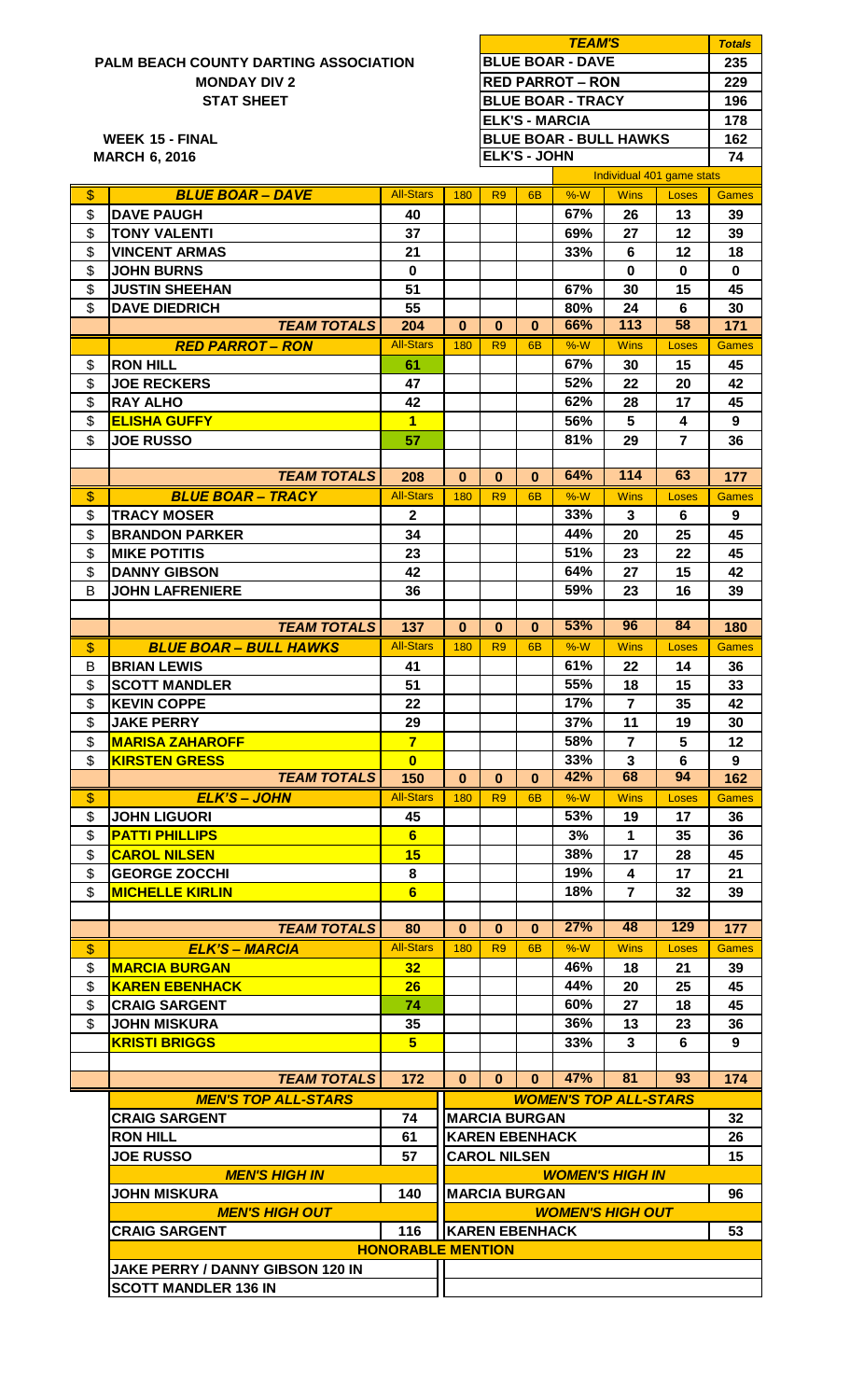**PALM BEACH COUNTY DARTING ASSOCIATION**
**MONDAY DIV 2**
**STAT SHEET**

**WEEK 15 - FINAL**
**MARCH 6, 2016**

| TEAM'S | Totals |
|---|---|
| BLUE BOAR - DAVE | 235 |
| RED PARROT – RON | 229 |
| BLUE BOAR - TRACY | 196 |
| ELK'S - MARCIA | 178 |
| BLUE BOAR - BULL HAWKS | 162 |
| ELK'S - JOHN | 74 |

| | | | | | | Individual 401 game stats | | | |
|---|---|---|---|---|---|---|---|---|---|
| $ | ***BLUE BOAR – DAVE*** | All-Stars | 180 | R9 | 6B | %-W | Wins | Loses | Games |
| $ | DAVE PAUGH | 40 | | | | 67% | 26 | 13 | 39 |
| $ | TONY VALENTI | 37 | | | | 69% | 27 | 12 | 39 |
| $ | VINCENT ARMAS | 21 | | | | 33% | 6 | 12 | 18 |
| $ | JOHN BURNS | 0 | | | | | 0 | 0 | 0 |
| $ | JUSTIN SHEEHAN | 51 | | | | 67% | 30 | 15 | 45 |
| $ | DAVE DIEDRICH | 55 | | | | 80% | 24 | 6 | 30 |
| | ***TEAM TOTALS*** | 204 | 0 | 0 | 0 | 66% | 113 | 58 | 171 |
| | ***RED PARROT – RON*** | All-Stars | 180 | R9 | 6B | %-W | Wins | Loses | Games |
| $ | RON HILL | 61 | | | | 67% | 30 | 15 | 45 |
| $ | JOE RECKERS | 47 | | | | 52% | 22 | 20 | 42 |
| $ | RAY ALHO | 42 | | | | 62% | 28 | 17 | 45 |
| $ | ELISHA GUFFY | 1 | | | | 56% | 5 | 4 | 9 |
| $ | JOE RUSSO | 57 | | | | 81% | 29 | 7 | 36 |
| | ***TEAM TOTALS*** | 208 | 0 | 0 | 0 | 64% | 114 | 63 | 177 |
| $ | ***BLUE BOAR – TRACY*** | All-Stars | 180 | R9 | 6B | %-W | Wins | Loses | Games |
| $ | TRACY MOSER | 2 | | | | 33% | 3 | 6 | 9 |
| $ | BRANDON PARKER | 34 | | | | 44% | 20 | 25 | 45 |
| $ | MIKE POTITIS | 23 | | | | 51% | 23 | 22 | 45 |
| $ | DANNY GIBSON | 42 | | | | 64% | 27 | 15 | 42 |
| B | JOHN LAFRENIERE | 36 | | | | 59% | 23 | 16 | 39 |
| | ***TEAM TOTALS*** | 137 | 0 | 0 | 0 | 53% | 96 | 84 | 180 |
| $ | ***BLUE BOAR – BULL HAWKS*** | All-Stars | 180 | R9 | 6B | %-W | Wins | Loses | Games |
| B | BRIAN LEWIS | 41 | | | | 61% | 22 | 14 | 36 |
| $ | SCOTT MANDLER | 51 | | | | 55% | 18 | 15 | 33 |
| $ | KEVIN COPPE | 22 | | | | 17% | 7 | 35 | 42 |
| $ | JAKE PERRY | 29 | | | | 37% | 11 | 19 | 30 |
| $ | MARISA ZAHAROFF | 7 | | | | 58% | 7 | 5 | 12 |
| $ | KIRSTEN GRESS | 0 | | | | 33% | 3 | 6 | 9 |
| | ***TEAM TOTALS*** | 150 | 0 | 0 | 0 | 42% | 68 | 94 | 162 |
| $ | ***ELK'S – JOHN*** | All-Stars | 180 | R9 | 6B | %-W | Wins | Loses | Games |
| $ | JOHN LIGUORI | 45 | | | | 53% | 19 | 17 | 36 |
| $ | PATTI PHILLIPS | 6 | | | | 3% | 1 | 35 | 36 |
| $ | CAROL NILSEN | 15 | | | | 38% | 17 | 28 | 45 |
| $ | GEORGE ZOCCHI | 8 | | | | 19% | 4 | 17 | 21 |
| $ | MICHELLE KIRLIN | 6 | | | | 18% | 7 | 32 | 39 |
| | ***TEAM TOTALS*** | 80 | 0 | 0 | 0 | 27% | 48 | 129 | 177 |
| $ | ***ELK'S – MARCIA*** | All-Stars | 180 | R9 | 6B | %-W | Wins | Loses | Games |
| $ | MARCIA BURGAN | 32 | | | | 46% | 18 | 21 | 39 |
| $ | KAREN EBENHACK | 26 | | | | 44% | 20 | 25 | 45 |
| $ | CRAIG SARGENT | 74 | | | | 60% | 27 | 18 | 45 |
| $ | JOHN MISKURA | 35 | | | | 36% | 13 | 23 | 36 |
| | KRISTI BRIGGS | 5 | | | | 33% | 3 | 6 | 9 |
| | ***TEAM TOTALS*** | 172 | 0 | 0 | 0 | 47% | 81 | 93 | 174 |

| ***MEN'S TOP ALL-STARS*** | | ***WOMEN'S TOP ALL-STARS*** | |
|---|---|---|---|
| CRAIG SARGENT | 74 | MARCIA BURGAN | 32 |
| RON HILL | 61 | KAREN EBENHACK | 26 |
| JOE RUSSO | 57 | CAROL NILSEN | 15 |
| ***MEN'S HIGH IN*** | | ***WOMEN'S HIGH IN*** | |
| JOHN MISKURA | 140 | MARCIA BURGAN | 96 |
| ***MEN'S HIGH OUT*** | | ***WOMEN'S HIGH OUT*** | |
| CRAIG SARGENT | 116 | KAREN EBENHACK | 53 |

**HONORABLE MENTION**

JAKE PERRY / DANNY GIBSON 120 IN
SCOTT MANDLER 136 IN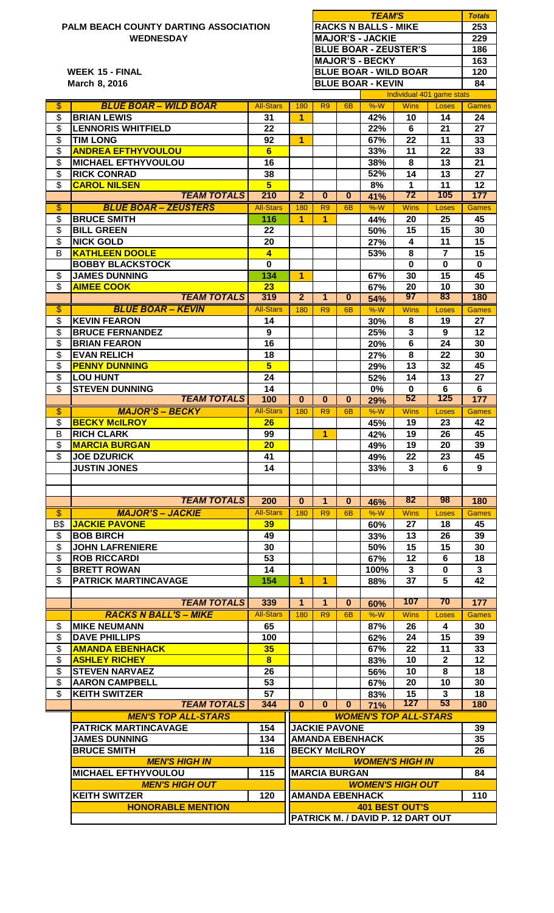**PALM BEACH COUNTY DARTING ASSOCIATION**
**WEDNESDAY**

**WEEK 15 - FINAL**
**March 8, 2016**

| *TEAM'S* | *Totals* |
|---|---|
| RACKS N BALLS - MIKE | 253 |
| MAJOR'S - JACKIE | 229 |
| BLUE BOAR - ZEUSTER'S | 186 |
| MAJOR'S - BECKY | 163 |
| BLUE BOAR - WILD BOAR | 120 |
| BLUE BOAR - KEVIN | 84 |

Individual 401 game stats

| | | | | | | | | | |
|---|---|---|---|---|---|---|---|---|---|
| $ | ***BLUE BOAR – WILD BOAR*** | All-Stars | 180 | R9 | 6B | %-W | Wins | Loses | Games |
| $ | BRIAN LEWIS | 31 | 1 | | | 42% | 10 | 14 | 24 |
| $ | LENNORIS WHITFIELD | 22 | | | | 22% | 6 | 21 | 27 |
| $ | TIM LONG | 92 | 1 | | | 67% | 22 | 11 | 33 |
| $ | ANDREA EFTHYVOULOU | 6 | | | | 33% | 11 | 22 | 33 |
| $ | MICHAEL EFTHYVOULOU | 16 | | | | 38% | 8 | 13 | 21 |
| $ | RICK CONRAD | 38 | | | | 52% | 14 | 13 | 27 |
| $ | CAROL NILSEN | 5 | | | | 8% | 1 | 11 | 12 |
| | ***TEAM TOTALS*** | 210 | 2 | 0 | 0 | 41% | 72 | 105 | 177 |
| $ | ***BLUE BOAR – ZEUSTERS*** | All-Stars | 180 | R9 | 6B | %-W | Wins | Loses | Games |
| $ | BRUCE SMITH | 116 | 1 | 1 | | 44% | 20 | 25 | 45 |
| $ | BILL GREEN | 22 | | | | 50% | 15 | 15 | 30 |
| $ | NICK GOLD | 20 | | | | 27% | 4 | 11 | 15 |
| B | KATHLEEN DOOLE | 4 | | | | 53% | 8 | 7 | 15 |
| | BOBBY BLACKSTOCK | 0 | | | | | 0 | 0 | 0 |
| $ | JAMES DUNNING | 134 | 1 | | | 67% | 30 | 15 | 45 |
| $ | AIMEE COOK | 23 | | | | 67% | 20 | 10 | 30 |
| | ***TEAM TOTALS*** | 319 | 2 | 1 | 0 | 54% | 97 | 83 | 180 |
| $ | ***BLUE BOAR – KEVIN*** | All-Stars | 180 | R9 | 6B | %-W | Wins | Loses | Games |
| $ | KEVIN FEARON | 14 | | | | 30% | 8 | 19 | 27 |
| $ | BRUCE FERNANDEZ | 9 | | | | 25% | 3 | 9 | 12 |
| $ | BRIAN FEARON | 16 | | | | 20% | 6 | 24 | 30 |
| $ | EVAN RELICH | 18 | | | | 27% | 8 | 22 | 30 |
| $ | PENNY DUNNING | 5 | | | | 29% | 13 | 32 | 45 |
| $ | LOU HUNT | 24 | | | | 52% | 14 | 13 | 27 |
| $ | STEVEN DUNNING | 14 | | | | 0% | 0 | 6 | 6 |
| | ***TEAM TOTALS*** | 100 | 0 | 0 | 0 | 29% | 52 | 125 | 177 |
| $ | ***MAJOR'S – BECKY*** | All-Stars | 180 | R9 | 6B | %-W | Wins | Loses | Games |
| $ | BECKY McILROY | 26 | | | | 45% | 19 | 23 | 42 |
| B | RICH CLARK | 99 | | 1 | | 42% | 19 | 26 | 45 |
| $ | MARCIA BURGAN | 20 | | | | 49% | 19 | 20 | 39 |
| $ | JOE DZURICK | 41 | | | | 49% | 22 | 23 | 45 |
| | JUSTIN JONES | 14 | | | | 33% | 3 | 6 | 9 |
| | ***TEAM TOTALS*** | 200 | 0 | 1 | 0 | 46% | 82 | 98 | 180 |
| $ | ***MAJOR'S – JACKIE*** | All-Stars | 180 | R9 | 6B | %-W | Wins | Loses | Games |
| B$ | JACKIE PAVONE | 39 | | | | 60% | 27 | 18 | 45 |
| $ | BOB BIRCH | 49 | | | | 33% | 13 | 26 | 39 |
| $ | JOHN LAFRENIERE | 30 | | | | 50% | 15 | 15 | 30 |
| $ | ROB RICCARDI | 53 | | | | 67% | 12 | 6 | 18 |
| $ | BRETT ROWAN | 14 | | | | 100% | 3 | 0 | 3 |
| $ | PATRICK MARTINCAVAGE | 154 | 1 | 1 | | 88% | 37 | 5 | 42 |
| | ***TEAM TOTALS*** | 339 | 1 | 1 | 0 | 60% | 107 | 70 | 177 |
| | ***RACKS N BALL'S – MIKE*** | All-Stars | 180 | R9 | 6B | %-W | Wins | Loses | Games |
| $ | MIKE NEUMANN | 65 | | | | 87% | 26 | 4 | 30 |
| $ | DAVE PHILLIPS | 100 | | | | 62% | 24 | 15 | 39 |
| $ | AMANDA EBENHACK | 35 | | | | 67% | 22 | 11 | 33 |
| $ | ASHLEY RICHEY | 8 | | | | 83% | 10 | 2 | 12 |
| $ | STEVEN NARVAEZ | 26 | | | | 56% | 10 | 8 | 18 |
| $ | AARON CAMPBELL | 53 | | | | 67% | 20 | 10 | 30 |
| $ | KEITH SWITZER | 57 | | | | 83% | 15 | 3 | 18 |
| | ***TEAM TOTALS*** | 344 | 0 | 0 | 0 | 71% | 127 | 53 | 180 |

| *MEN'S TOP ALL-STARS* | | *WOMEN'S TOP ALL-STARS* | |
|---|---|---|---|
| PATRICK MARTINCAVAGE | 154 | JACKIE PAVONE | 39 |
| JAMES DUNNING | 134 | AMANDA EBENHACK | 35 |
| BRUCE SMITH | 116 | BECKY McILROY | 26 |
| *MEN'S HIGH IN* | | *WOMEN'S HIGH IN* | |
| MICHAEL EFTHYVOULOU | 115 | MARCIA BURGAN | 84 |
| *MEN'S HIGH OUT* | | *WOMEN'S HIGH OUT* | |
| KEITH SWITZER | 120 | AMANDA EBENHACK | 110 |
| *HONORABLE MENTION* | | *401 BEST OUT'S* | |
| | | PATRICK M. / DAVID P. 12 DART OUT | |